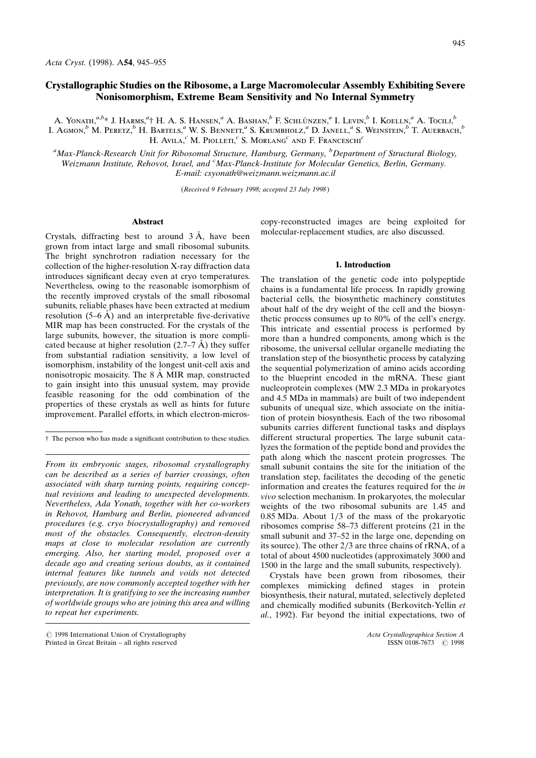# Crystallographic Studies on the Ribosome, a Large Macromolecular Assembly Exhibiting Severe Nonisomorphism, Extreme Beam Sensitivity and No Internal Symmetry

A. Yonath,[a,b]* J. Harms,[a]† H. A. S. Hansen,[a] A. Bashan,[b] F. Schlünzen,[a] I. Levin,[b] I. Koelln,[a] A. Tocilj,[b] I. Agmon,[b] M. Peretz,[b] H. Bartels,[a] W. S. Bennett,[a] S. Krumbholz,[a] D. Janell,[a] S. Weinstein,[b] T. Auerbach,[b] H. Avila,[c] M. Piolleti,[c] S. Morlang[c] and F. Franceschi[c]

[a]Max-Planck-Research Unit for Ribosomal Structure, Hamburg, Germany, [b]Department of Structural Biology, Weizmann Institute, Rehovot, Israel, and [c]Max-Planck-Institute for Molecular Genetics, Berlin, Germany. E-mail: csyonath@weizmann.weizmann.ac.il

(Received 9 February 1998; accepted 23 July 1998)

## Abstract

Crystals, diffracting best to around 3 Å, have been grown from intact large and small ribosomal subunits. The bright synchrotron radiation necessary for the collection of the higher-resolution X-ray diffraction data introduces significant decay even at cryo temperatures. Nevertheless, owing to the reasonable isomorphism of the recently improved crystals of the small ribosomal subunits, reliable phases have been extracted at medium resolution (5–6 Å) and an interpretable five-derivative MIR map has been constructed. For the crystals of the large subunits, however, the situation is more complicated because at higher resolution (2.7–7 Å) they suffer from substantial radiation sensitivity, a low level of isomorphism, instability of the longest unit-cell axis and nonisotropic mosaicity. The 8 Å MIR map, constructed to gain insight into this unusual system, may provide feasible reasoning for the odd combination of the properties of these crystals as well as hints for future improvement. Parallel efforts, in which electron-microscopy-reconstructed images are being exploited for molecular-replacement studies, are also discussed.

† The person who has made a significant contribution to these studies.

*From its embryonic stages, ribosomal crystallography can be described as a series of barrier crossings, often associated with sharp turning points, requiring conceptual revisions and leading to unexpected developments. Nevertheless, Ada Yonath, together with her co-workers in Rehovot, Hamburg and Berlin, pioneered advanced procedures (e.g. cryo biocrystallography) and removed most of the obstacles. Consequently, electron-density maps at close to molecular resolution are currently emerging. Also, her starting model, proposed over a decade ago and creating serious doubts, as it contained internal features like tunnels and voids not detected previously, are now commonly accepted together with her interpretation. It is gratifying to see the increasing number of worldwide groups who are joining this area and willing to repeat her experiments.*

## 1. Introduction

The translation of the genetic code into polypeptide chains is a fundamental life process. In rapidly growing bacterial cells, the biosynthetic machinery constitutes about half of the dry weight of the cell and the biosynthetic process consumes up to 80% of the cell's energy. This intricate and essential process is performed by more than a hundred components, among which is the ribosome, the universal cellular organelle mediating the translation step of the biosynthetic process by catalyzing the sequential polymerization of amino acids according to the blueprint encoded in the mRNA. These giant nucleoprotein complexes (MW 2.3 MDa in prokaryotes and 4.5 MDa in mammals) are built of two independent subunits of unequal size, which associate on the initiation of protein biosynthesis. Each of the two ribosomal subunits carries different functional tasks and displays different structural properties. The large subunit catalyzes the formation of the peptide bond and provides the path along which the nascent protein progresses. The small subunit contains the site for the initiation of the translation step, facilitates the decoding of the genetic information and creates the features required for the *in vivo* selection mechanism. In prokaryotes, the molecular weights of the two ribosomal subunits are 1.45 and 0.85 MDa. About 1/3 of the mass of the prokaryotic ribosomes comprise 58–73 different proteins (21 in the small subunit and 37–52 in the large one, depending on its source). The other 2/3 are three chains of rRNA, of a total of about 4500 nucleotides (approximately 3000 and 1500 in the large and the small subunits, respectively).

Crystals have been grown from ribosomes, their complexes mimicking defined stages in protein biosynthesis, their natural, mutated, selectively depleted and chemically modified subunits (Berkovitch-Yellin *et al.*, 1992). Far beyond the initial expectations, two of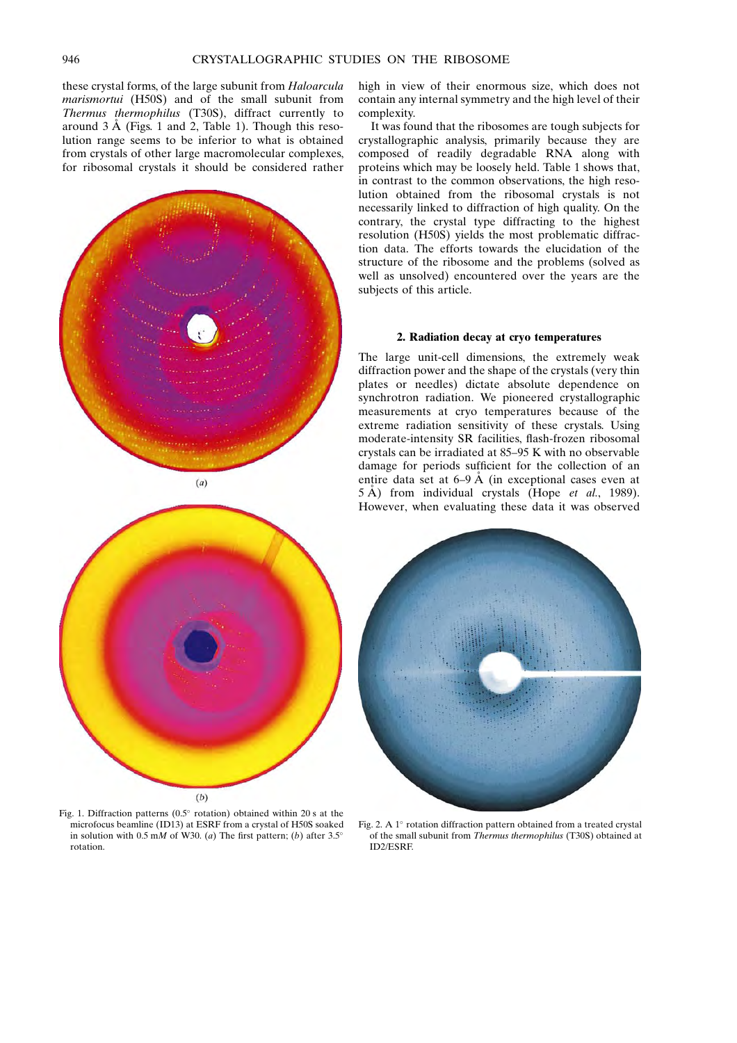these crystal forms, of the large subunit from *Haloarcula marismortui* (H50S) and of the small subunit from *Thermus thermophilus* (T30S), diffract currently to around 3 Å (Figs. 1 and 2, Table 1). Though this resolution range seems to be inferior to what is obtained from crystals of other large macromolecular complexes, for ribosomal crystals it should be considered rather high in view of their enormous size, which does not contain any internal symmetry and the high level of their complexity.

It was found that the ribosomes are tough subjects for crystallographic analysis, primarily because they are composed of readily degradable RNA along with proteins which may be loosely held. Table 1 shows that, in contrast to the common observations, the high resolution obtained from the ribosomal crystals is not necessarily linked to diffraction of high quality. On the contrary, the crystal type diffracting to the highest resolution (H50S) yields the most problematic diffraction data. The efforts towards the elucidation of the structure of the ribosome and the problems (solved as well as unsolved) encountered over the years are the subjects of this article.

Fig. 1. Diffraction patterns (0.5° rotation) obtained within 20 s at the microfocus beamline (ID13) at ESRF from a crystal of H50S soaked in solution with 0.5 m*M* of W30. (*a*) The first pattern; (*b*) after 3.5° rotation.

## 2. Radiation decay at cryo temperatures

The large unit-cell dimensions, the extremely weak diffraction power and the shape of the crystals (very thin plates or needles) dictate absolute dependence on synchrotron radiation. We pioneered crystallographic measurements at cryo temperatures because of the extreme radiation sensitivity of these crystals. Using moderate-intensity SR facilities, flash-frozen ribosomal crystals can be irradiated at 85–95 K with no observable damage for periods sufficient for the collection of an entire data set at 6–9 Å (in exceptional cases even at 5 Å) from individual crystals (Hope *et al.*, 1989). However, when evaluating these data it was observed

Fig. 2. A 1° rotation diffraction pattern obtained from a treated crystal of the small subunit from *Thermus thermophilus* (T30S) obtained at ID2/ESRF.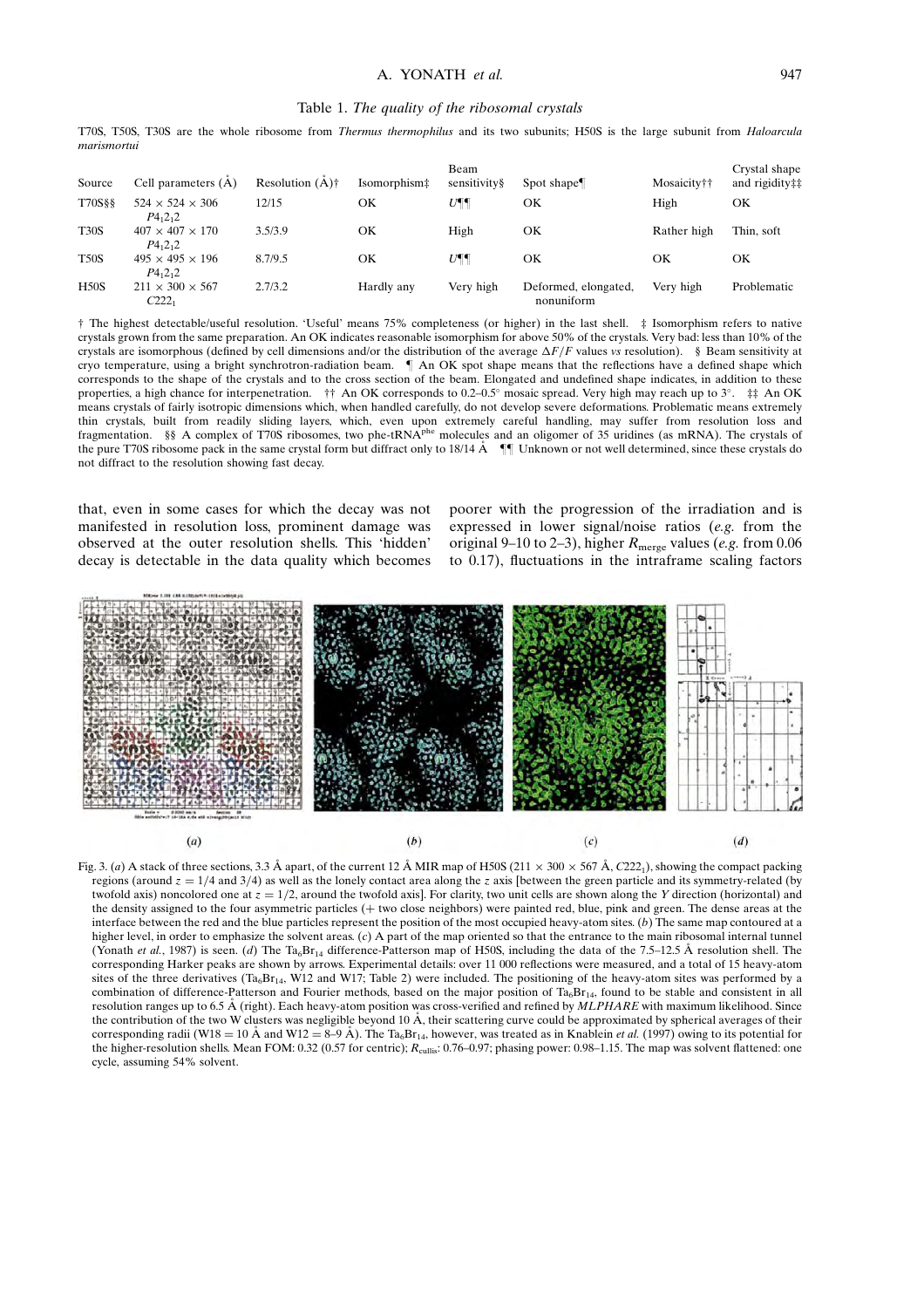Table 1. *The quality of the ribosomal crystals*

T70S, T50S, T30S are the whole ribosome from *Thermus thermophilus* and its two subunits; H50S is the large subunit from *Haloarcula marismortui*

| Source | Cell parameters (Å) | Resolution (Å)† | Isomorphism‡ | Beam sensitivity§ | Spot shape¶ | Mosaicity†† | Crystal shape and rigidity‡‡ |
|---|---|---|---|---|---|---|---|
| T70S§§ | 524 × 524 × 306 $P4_12_12$ | 12/15 | OK | *U*¶¶ | OK | High | OK |
| T30S | 407 × 407 × 170 $P4_12_12$ | 3.5/3.9 | OK | High | OK | Rather high | Thin, soft |
| T50S | 495 × 495 × 196 $P4_12_12$ | 8.7/9.5 | OK | *U*¶¶ | OK | OK | OK |
| H50S | 211 × 300 × 567 $C222_1$ | 2.7/3.2 | Hardly any | Very high | Deformed, elongated, nonuniform | Very high | Problematic |

† The highest detectable/useful resolution. 'Useful' means 75% completeness (or higher) in the last shell. ‡ Isomorphism refers to native crystals grown from the same preparation. An OK indicates reasonable isomorphism for above 50% of the crystals. Very bad: less than 10% of the crystals are isomorphous (defined by cell dimensions and/or the distribution of the average $\Delta F/F$ values *vs* resolution). § Beam sensitivity at cryo temperature, using a bright synchrotron-radiation beam. ¶ An OK spot shape means that the reflections have a defined shape which corresponds to the shape of the crystals and to the cross section of the beam. Elongated and undefined shape indicates, in addition to these properties, a high chance for interpenetration. †† An OK corresponds to 0.2–0.5° mosaic spread. Very high may reach up to 3°. ‡‡ An OK means crystals of fairly isotropic dimensions which, when handled carefully, do not develop severe deformations. Problematic means extremely thin crystals, built from readily sliding layers, which, even upon extremely careful handling, may suffer from resolution loss and fragmentation. §§ A complex of T70S ribosomes, two phe-tRNA$^{phe}$ molecules and an oligomer of 35 uridines (as mRNA). The crystals of the pure T70S ribosome pack in the same crystal form but diffract only to 18/14 Å ¶¶ Unknown or not well determined, since these crystals do not diffract to the resolution showing fast decay.

that, even in some cases for which the decay was not manifested in resolution loss, prominent damage was observed at the outer resolution shells. This 'hidden' decay is detectable in the data quality which becomes poorer with the progression of the irradiation and is expressed in lower signal/noise ratios (*e.g.* from the original 9–10 to 2–3), higher $R_{merge}$ values (*e.g.* from 0.06 to 0.17), fluctuations in the intraframe scaling factors

Fig. 3. (*a*) A stack of three sections, 3.3 Å apart, of the current 12 Å MIR map of H50S (211 × 300 × 567 Å, $C222_1$), showing the compact packing regions (around $z = 1/4$ and $3/4$) as well as the lonely contact area along the $z$ axis [between the green particle and its symmetry-related (by twofold axis) noncolored one at $z = 1/2$, around the twofold axis]. For clarity, two unit cells are shown along the $Y$ direction (horizontal) and the density assigned to the four asymmetric particles (+ two close neighbors) were painted red, blue, pink and green. The dense areas at the interface between the red and the blue particles represent the position of the most occupied heavy-atom sites. (*b*) The same map contoured at a higher level, in order to emphasize the solvent areas. (*c*) A part of the map oriented so that the entrance to the main ribosomal internal tunnel (Yonath *et al.*, 1987) is seen. (*d*) The $Ta_6Br_{14}$ difference-Patterson map of H50S, including the data of the 7.5–12.5 Å resolution shell. The corresponding Harker peaks are shown by arrows. Experimental details: over 11 000 reflections were measured, and a total of 15 heavy-atom sites of the three derivatives ($Ta_6Br_{14}$, W12 and W17; Table 2) were included. The positioning of the heavy-atom sites was performed by a combination of difference-Patterson and Fourier methods, based on the major position of $Ta_6Br_{14}$, found to be stable and consistent in all resolution ranges up to 6.5 Å (right). Each heavy-atom position was cross-verified and refined by *MLPHARE* with maximum likelihood. Since the contribution of the two W clusters was negligible beyond 10 Å, their scattering curve could be approximated by spherical averages of their corresponding radii (W18 = 10 Å and W12 = 8–9 Å). The $Ta_6Br_{14}$, however, was treated as in Knablein *et al.* (1997) owing to its potential for the higher-resolution shells. Mean FOM: 0.32 (0.57 for centric); $R_{cullis}$: 0.76–0.97; phasing power: 0.98–1.15. The map was solvent flattened: one cycle, assuming 54% solvent.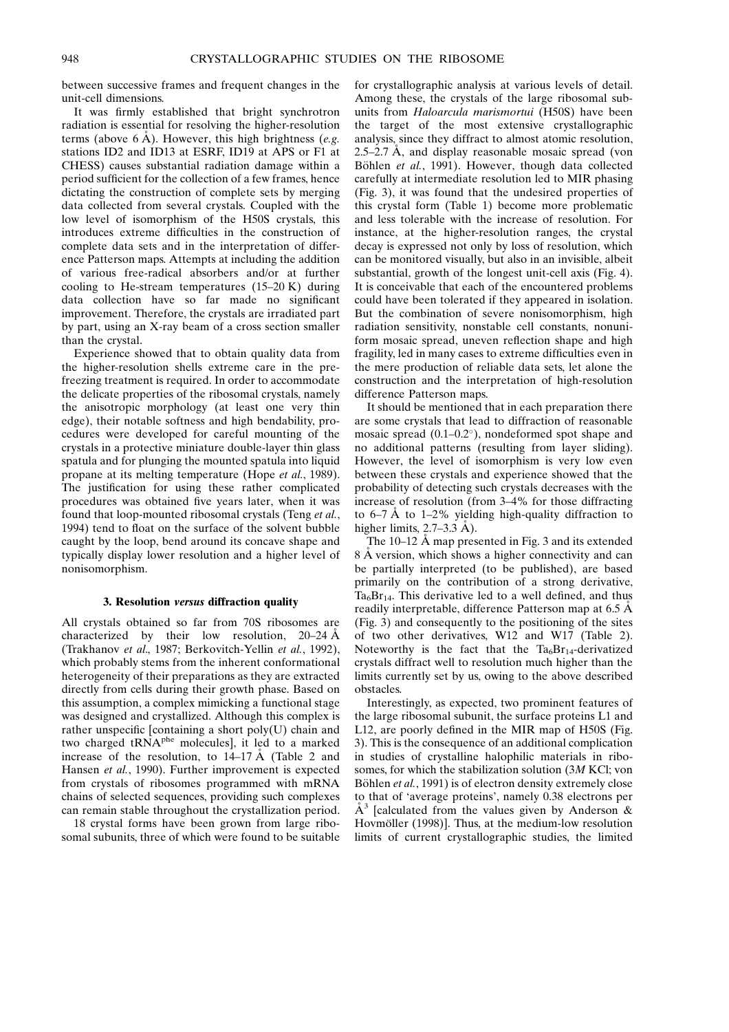between successive frames and frequent changes in the unit-cell dimensions.

It was firmly established that bright synchrotron radiation is essential for resolving the higher-resolution terms (above 6 Å). However, this high brightness (*e.g.* stations ID2 and ID13 at ESRF, ID19 at APS or F1 at CHESS) causes substantial radiation damage within a period sufficient for the collection of a few frames, hence dictating the construction of complete sets by merging data collected from several crystals. Coupled with the low level of isomorphism of the H50S crystals, this introduces extreme difficulties in the construction of complete data sets and in the interpretation of difference Patterson maps. Attempts at including the addition of various free-radical absorbers and/or at further cooling to He-stream temperatures (15–20 K) during data collection have so far made no significant improvement. Therefore, the crystals are irradiated part by part, using an X-ray beam of a cross section smaller than the crystal.

Experience showed that to obtain quality data from the higher-resolution shells extreme care in the pre-freezing treatment is required. In order to accommodate the delicate properties of the ribosomal crystals, namely the anisotropic morphology (at least one very thin edge), their notable softness and high bendability, procedures were developed for careful mounting of the crystals in a protective miniature double-layer thin glass spatula and for plunging the mounted spatula into liquid propane at its melting temperature (Hope *et al.*, 1989). The justification for using these rather complicated procedures was obtained five years later, when it was found that loop-mounted ribosomal crystals (Teng *et al.*, 1994) tend to float on the surface of the solvent bubble caught by the loop, bend around its concave shape and typically display lower resolution and a higher level of nonisomorphism.

### 3. Resolution *versus* diffraction quality

All crystals obtained so far from 70S ribosomes are characterized by their low resolution, 20–24 Å (Trakhanov *et al.*, 1987; Berkovitch-Yellin *et al.*, 1992), which probably stems from the inherent conformational heterogeneity of their preparations as they are extracted directly from cells during their growth phase. Based on this assumption, a complex mimicking a functional stage was designed and crystallized. Although this complex is rather unspecific [containing a short poly(U) chain and two charged $tRNA^{phe}$ molecules], it led to a marked increase of the resolution, to 14–17 Å (Table 2 and Hansen *et al.*, 1990). Further improvement is expected from crystals of ribosomes programmed with mRNA chains of selected sequences, providing such complexes can remain stable throughout the crystallization period.

18 crystal forms have been grown from large ribosomal subunits, three of which were found to be suitable for crystallographic analysis at various levels of detail. Among these, the crystals of the large ribosomal subunits from *Haloarcula marismortui* (H50S) have been the target of the most extensive crystallographic analysis, since they diffract to almost atomic resolution, 2.5–2.7 Å, and display reasonable mosaic spread (von Böhlen *et al.*, 1991). However, though data collected carefully at intermediate resolution led to MIR phasing (Fig. 3), it was found that the undesired properties of this crystal form (Table 1) become more problematic and less tolerable with the increase of resolution. For instance, at the higher-resolution ranges, the crystal decay is expressed not only by loss of resolution, which can be monitored visually, but also in an invisible, albeit substantial, growth of the longest unit-cell axis (Fig. 4). It is conceivable that each of the encountered problems could have been tolerated if they appeared in isolation. But the combination of severe nonisomorphism, high radiation sensitivity, nonstable cell constants, nonuniform mosaic spread, uneven reflection shape and high fragility, led in many cases to extreme difficulties even in the mere production of reliable data sets, let alone the construction and the interpretation of high-resolution difference Patterson maps.

It should be mentioned that in each preparation there are some crystals that lead to diffraction of reasonable mosaic spread (0.1–0.2°), nondeformed spot shape and no additional patterns (resulting from layer sliding). However, the level of isomorphism is very low even between these crystals and experience showed that the probability of detecting such crystals decreases with the increase of resolution (from 3–4% for those diffracting to 6–7 Å to 1–2% yielding high-quality diffraction to higher limits, 2.7–3.3 Å).

The 10–12 Å map presented in Fig. 3 and its extended 8 Å version, which shows a higher connectivity and can be partially interpreted (to be published), are based primarily on the contribution of a strong derivative, $Ta_6Br_{14}$. This derivative led to a well defined, and thus readily interpretable, difference Patterson map at 6.5 Å (Fig. 3) and consequently to the positioning of the sites of two other derivatives, W12 and W17 (Table 2). Noteworthy is the fact that the $Ta_6Br_{14}$-derivatized crystals diffract well to resolution much higher than the limits currently set by us, owing to the above described obstacles.

Interestingly, as expected, two prominent features of the large ribosomal subunit, the surface proteins L1 and L12, are poorly defined in the MIR map of H50S (Fig. 3). This is the consequence of an additional complication in studies of crystalline halophilic materials in ribosomes, for which the stabilization solution (3*M* KCl; von Böhlen *et al.*, 1991) is of electron density extremely close to that of 'average proteins', namely 0.38 electrons per $Å^3$ [calculated from the values given by Anderson & Hovmöller (1998)]. Thus, at the medium-low resolution limits of current crystallographic studies, the limited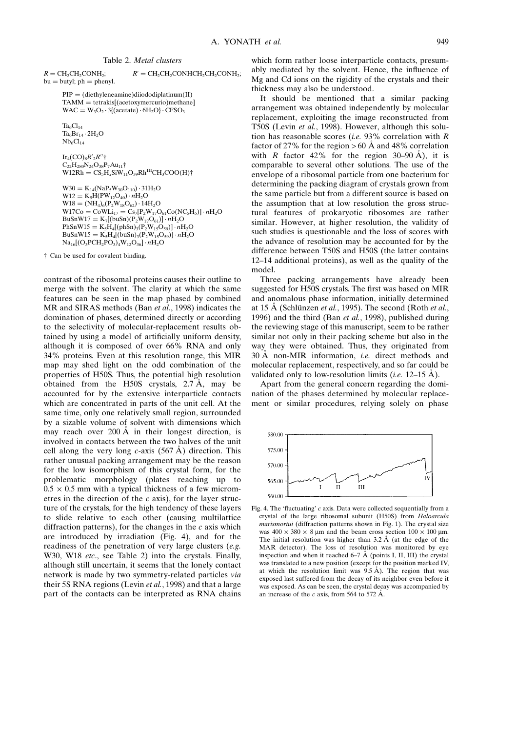Table 2. *Metal clusters*

$R = CH_2CH_2CONH_2$; $R' = CH_2CH_2CONHCH_2CH_2CONH_2$; bu = butyl; ph = phenyl.

PIP = (diethyleneamine)diiododiplatinum(II)
TAMM = tetrakis[(acetoxymercurio)methane]
WAC = $W_3O_2 \cdot 3\{(acetate) \cdot 6H_2O\} \cdot CFSO_3$

$Ta_6Cl_{14}$
$Ta_6Br_{14} \cdot 2H_2O$
$Nb_6Cl_{14}$

$Ir_4(CO)_8R'_2R''$†
$C_{22}H_{280}N_{24}O_{38}P_7Au_{11}$†
W12Rh = $CS_5H_xSiW_{11}O_{39}Rh^{III}CH_3COO(H)$†

W30 = $K_{14}(NaP_5W_{30}O_{110}) \cdot 31H_2O$
W12 = $K_5H(PW_{12}O_{40}) \cdot nH_2O$
W18 = $(NH_4)_6(P_2W_{18}O_{62}) \cdot 14H_2O$
W17Co = CoWLi$_{17}$ = $Cs_7[P_2W_{17}O_{61}Co(NC_5H_5)] \cdot nH_2O$
BuSnW17 = $K_7[(buSn)(P_2W_{17}O_{61})] \cdot nH_2O$
PhSnW15 = $K_5H_4[(phSn)_3(P_2W_{15}O_{59})] \cdot nH_2O$
BuSnW15 = $K_5H_4[(buSn)_3(P_2W_{15}O_{59})] \cdot nH_2O$
$Na_{16}[(O_3PCH_2PO_3)_4W_{12}O_{36}] \cdot nH_2O$

† Can be used for covalent binding.

contrast of the ribosomal proteins causes their outline to merge with the solvent. The clarity at which the same features can be seen in the map phased by combined MR and SIRAS methods (Ban *et al.*, 1998) indicates the domination of phases, determined directly or according to the selectivity of molecular-replacement results obtained by using a model of artificially uniform density, although it is composed of over 66% RNA and only 34% proteins. Even at this resolution range, this MIR map may shed light on the odd combination of the properties of H50S. Thus, the potential high resolution obtained from the H50S crystals, 2.7 Å, may be accounted for by the extensive interparticle contacts which are concentrated in parts of the unit cell. At the same time, only one relatively small region, surrounded by a sizable volume of solvent with dimensions which may reach over 200 Å in their longest direction, is involved in contacts between the two halves of the unit cell along the very long *c*-axis (567 Å) direction. This rather unusual packing arrangement may be the reason for the low isomorphism of this crystal form, for the problematic morphology (plates reaching up to $0.5 \times 0.5$ mm with a typical thickness of a few micrometres in the direction of the *c* axis), for the layer structure of the crystals, for the high tendency of these layers to slide relative to each other (causing multilattice diffraction patterns), for the changes in the *c* axis which are introduced by irradiation (Fig. 4), and for the readiness of the penetration of very large clusters (*e.g.* W30, W18 *etc.*, see Table 2) into the crystals. Finally, although still uncertain, it seems that the lonely contact network is made by two symmetry-related particles *via* their 5S RNA regions (Levin *et al.*, 1998) and that a large part of the contacts can be interpreted as RNA chains which form rather loose interparticle contacts, presumably mediated by the solvent. Hence, the influence of Mg and Cd ions on the rigidity of the crystals and their thickness may also be understood.

It should be mentioned that a similar packing arrangement was obtained independently by molecular replacement, exploiting the image reconstructed from T50S (Levin *et al.*, 1998). However, although this solution has reasonable scores (*i.e.* 93% correlation with *R* factor of 27% for the region > 60 Å and 48% correlation with *R* factor 42% for the region 30–90 Å), it is comparable to several other solutions. The use of the envelope of a ribosomal particle from one bacterium for determining the packing diagram of crystals grown from the same particle but from a different source is based on the assumption that at low resolution the gross structural features of prokaryotic ribosomes are rather similar. However, at higher resolution, the validity of such studies is questionable and the loss of scores with the advance of resolution may be accounted for by the difference between T50S and H50S (the latter contains 12–14 additional proteins), as well as the quality of the model.

Three packing arrangements have already been suggested for H50S crystals. The first was based on MIR and anomalous phase information, initially determined at 15 Å (Schlünzen *et al.*, 1995). The second (Roth *et al.*, 1996) and the third (Ban *et al.*, 1998), published during the reviewing stage of this manuscript, seem to be rather similar not only in their packing scheme but also in the way they were obtained. Thus, they originated from 30 Å non-MIR information, *i.e.* direct methods and molecular replacement, respectively, and so far could be validated only to low-resolution limits (*i.e.* 12–15 Å).

Apart from the general concern regarding the domination of the phases determined by molecular replacement or similar procedures, relying solely on phase

Fig. 4. The 'fluctuating' *c* axis. Data were collected sequentially from a crystal of the large ribosomal subunit (H50S) from *Haloarcula marismortui* (diffraction patterns shown in Fig. 1). The crystal size was $400 \times 380 \times 8$ µm and the beam cross section $100 \times 100$ µm. The initial resolution was higher than 3.2 Å (at the edge of the MAR detector). The loss of resolution was monitored by eye inspection and when it reached 6–7 Å (points I, II, III) the crystal was translated to a new position (except for the position marked IV, at which the resolution limit was 9.5 Å). The region that was exposed last suffered from the decay of its neighbor even before it was exposed. As can be seen, the crystal decay was accompanied by an increase of the *c* axis, from 564 to 572 Å.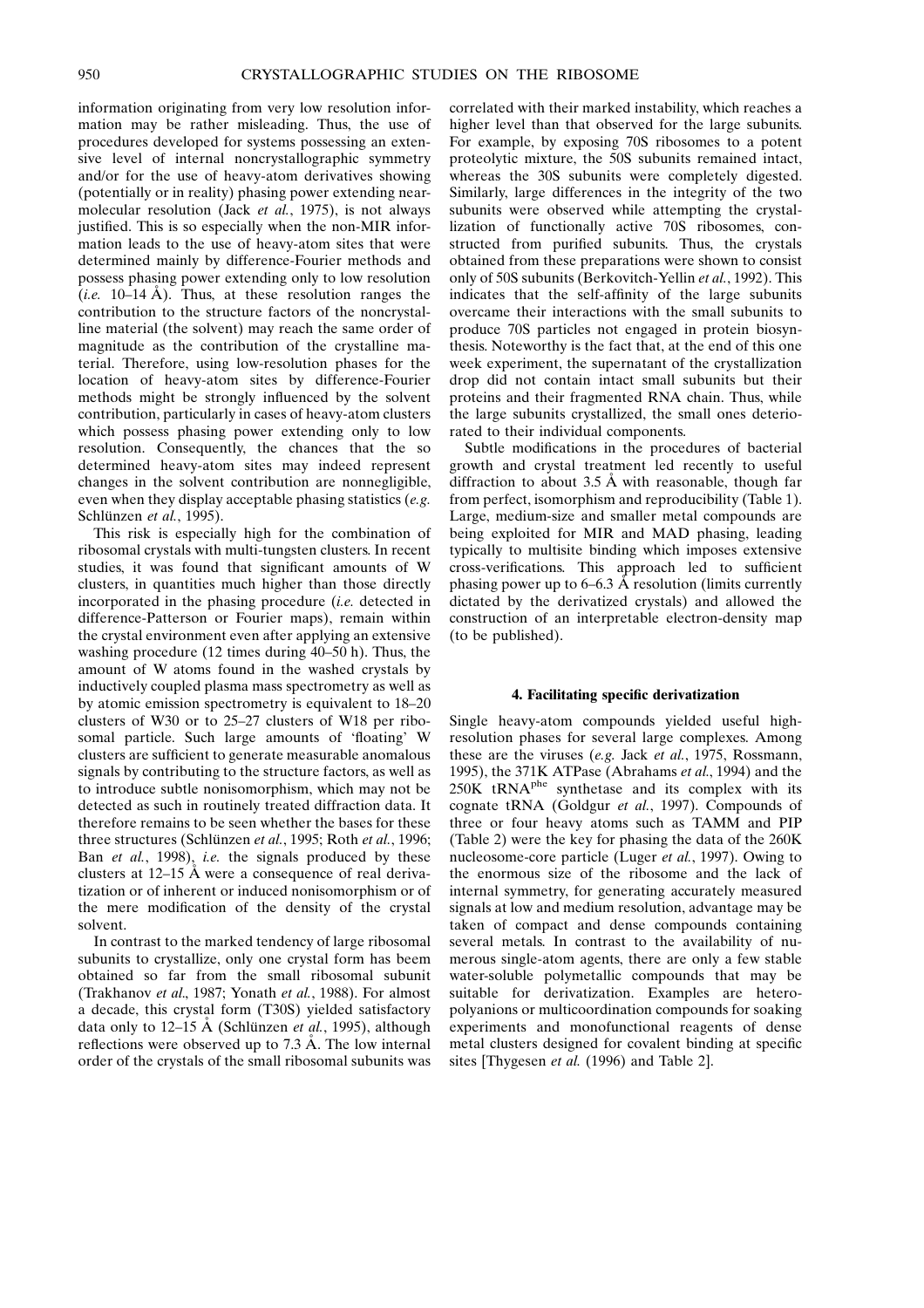information originating from very low resolution information may be rather misleading. Thus, the use of procedures developed for systems possessing an extensive level of internal noncrystallographic symmetry and/or for the use of heavy-atom derivatives showing (potentially or in reality) phasing power extending near-molecular resolution (Jack *et al.*, 1975), is not always justified. This is so especially when the non-MIR information leads to the use of heavy-atom sites that were determined mainly by difference-Fourier methods and possess phasing power extending only to low resolution (*i.e.* 10–14 Å). Thus, at these resolution ranges the contribution to the structure factors of the noncrystalline material (the solvent) may reach the same order of magnitude as the contribution of the crystalline material. Therefore, using low-resolution phases for the location of heavy-atom sites by difference-Fourier methods might be strongly influenced by the solvent contribution, particularly in cases of heavy-atom clusters which possess phasing power extending only to low resolution. Consequently, the chances that the so determined heavy-atom sites may indeed represent changes in the solvent contribution are nonnegligible, even when they display acceptable phasing statistics (*e.g.* Schlünzen *et al.*, 1995).

This risk is especially high for the combination of ribosomal crystals with multi-tungsten clusters. In recent studies, it was found that significant amounts of W clusters, in quantities much higher than those directly incorporated in the phasing procedure (*i.e.* detected in difference-Patterson or Fourier maps), remain within the crystal environment even after applying an extensive washing procedure (12 times during 40–50 h). Thus, the amount of W atoms found in the washed crystals by inductively coupled plasma mass spectrometry as well as by atomic emission spectrometry is equivalent to 18–20 clusters of W30 or to 25–27 clusters of W18 per ribosomal particle. Such large amounts of 'floating' W clusters are sufficient to generate measurable anomalous signals by contributing to the structure factors, as well as to introduce subtle nonisomorphism, which may not be detected as such in routinely treated diffraction data. It therefore remains to be seen whether the bases for these three structures (Schlünzen *et al.*, 1995; Roth *et al.*, 1996; Ban *et al.*, 1998), *i.e.* the signals produced by these clusters at 12–15 Å were a consequence of real derivatization or of inherent or induced nonisomorphism or of the mere modification of the density of the crystal solvent.

In contrast to the marked tendency of large ribosomal subunits to crystallize, only one crystal form has beem obtained so far from the small ribosomal subunit (Trakhanov *et al.*, 1987; Yonath *et al.*, 1988). For almost a decade, this crystal form (T30S) yielded satisfactory data only to 12–15 Å (Schlünzen *et al.*, 1995), although reflections were observed up to 7.3 Å. The low internal order of the crystals of the small ribosomal subunits was correlated with their marked instability, which reaches a higher level than that observed for the large subunits. For example, by exposing 70S ribosomes to a potent proteolytic mixture, the 50S subunits remained intact, whereas the 30S subunits were completely digested. Similarly, large differences in the integrity of the two subunits were observed while attempting the crystallization of functionally active 70S ribosomes, constructed from purified subunits. Thus, the crystals obtained from these preparations were shown to consist only of 50S subunits (Berkovitch-Yellin *et al.*, 1992). This indicates that the self-affinity of the large subunits overcame their interactions with the small subunits to produce 70S particles not engaged in protein biosynthesis. Noteworthy is the fact that, at the end of this one week experiment, the supernatant of the crystallization drop did not contain intact small subunits but their proteins and their fragmented RNA chain. Thus, while the large subunits crystallized, the small ones deteriorated to their individual components.

Subtle modifications in the procedures of bacterial growth and crystal treatment led recently to useful diffraction to about 3.5 Å with reasonable, though far from perfect, isomorphism and reproducibility (Table 1). Large, medium-size and smaller metal compounds are being exploited for MIR and MAD phasing, leading typically to multisite binding which imposes extensive cross-verifications. This approach led to sufficient phasing power up to 6–6.3 Å resolution (limits currently dictated by the derivatized crystals) and allowed the construction of an interpretable electron-density map (to be published).

## 4. Facilitating specific derivatization

Single heavy-atom compounds yielded useful high-resolution phases for several large complexes. Among these are the viruses (*e.g.* Jack *et al.*, 1975, Rossmann, 1995), the 371K ATPase (Abrahams *et al.*, 1994) and the 250K tRNA$^{phe}$ synthetase and its complex with its cognate tRNA (Goldgur *et al.*, 1997). Compounds of three or four heavy atoms such as TAMM and PIP (Table 2) were the key for phasing the data of the 260K nucleosome-core particle (Luger *et al.*, 1997). Owing to the enormous size of the ribosome and the lack of internal symmetry, for generating accurately measured signals at low and medium resolution, advantage may be taken of compact and dense compounds containing several metals. In contrast to the availability of numerous single-atom agents, there are only a few stable water-soluble polymetallic compounds that may be suitable for derivatization. Examples are heteropolyanions or multicoordination compounds for soaking experiments and monofunctional reagents of dense metal clusters designed for covalent binding at specific sites [Thygesen *et al.* (1996) and Table 2].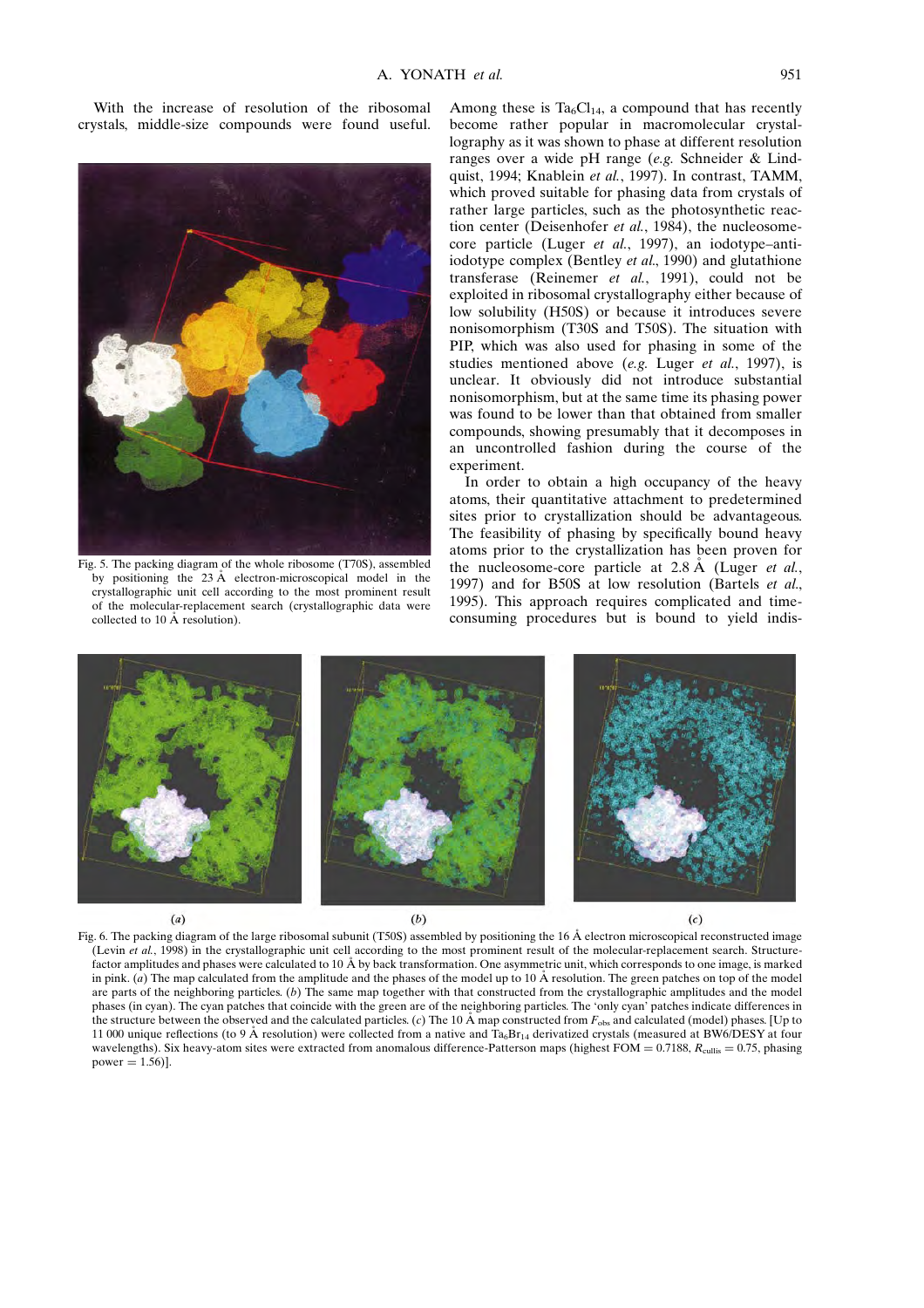With the increase of resolution of the ribosomal crystals, middle-size compounds were found useful. Among these is $Ta_6Cl_{14}$, a compound that has recently become rather popular in macromolecular crystallography as it was shown to phase at different resolution ranges over a wide pH range (*e.g.* Schneider & Lindquist, 1994; Knablein *et al.*, 1997). In contrast, TAMM, which proved suitable for phasing data from crystals of rather large particles, such as the photosynthetic reaction center (Deisenhofer *et al.*, 1984), the nucleosome-core particle (Luger *et al.*, 1997), an iodotype–anti-iodotype complex (Bentley *et al.*, 1990) and glutathione transferase (Reinemer *et al.*, 1991), could not be exploited in ribosomal crystallography either because of low solubility (H50S) or because it introduces severe nonisomorphism (T30S and T50S). The situation with PIP, which was also used for phasing in some of the studies mentioned above (*e.g.* Luger *et al.*, 1997), is unclear. It obviously did not introduce substantial nonisomorphism, but at the same time its phasing power was found to be lower than that obtained from smaller compounds, showing presumably that it decomposes in an uncontrolled fashion during the course of the experiment.

Fig. 5. The packing diagram of the whole ribosome (T70S), assembled by positioning the 23 Å electron-microscopical model in the crystallographic unit cell according to the most prominent result of the molecular-replacement search (crystallographic data were collected to 10 Å resolution).

In order to obtain a high occupancy of the heavy atoms, their quantitative attachment to predetermined sites prior to crystallization should be advantageous. The feasibility of phasing by specifically bound heavy atoms prior to the crystallization has been proven for the nucleosome-core particle at 2.8 Å (Luger *et al.*, 1997) and for B50S at low resolution (Bartels *et al.*, 1995). This approach requires complicated and time-consuming procedures but is bound to yield indis-

(*a*) (*b*) (*c*)

Fig. 6. The packing diagram of the large ribosomal subunit (T50S) assembled by positioning the 16 Å electron microscopical reconstructed image (Levin *et al.*, 1998) in the crystallographic unit cell according to the most prominent result of the molecular-replacement search. Structure-factor amplitudes and phases were calculated to 10 Å by back transformation. One asymmetric unit, which corresponds to one image, is marked in pink. (*a*) The map calculated from the amplitude and the phases of the model up to 10 Å resolution. The green patches on top of the model are parts of the neighboring particles. (*b*) The same map together with that constructed from the crystallographic amplitudes and the model phases (in cyan). The cyan patches that coincide with the green are of the neighboring particles. The 'only cyan' patches indicate differences in the structure between the observed and the calculated particles. (*c*) The 10 Å map constructed from $F_{obs}$ and calculated (model) phases. [Up to 11 000 unique reflections (to 9 Å resolution) were collected from a native and $Ta_6Br_{14}$ derivatized crystals (measured at BW6/DESY at four wavelengths). Six heavy-atom sites were extracted from anomalous difference-Patterson maps (highest FOM = 0.7188, $R_{cullis}$ = 0.75, phasing power = 1.56)].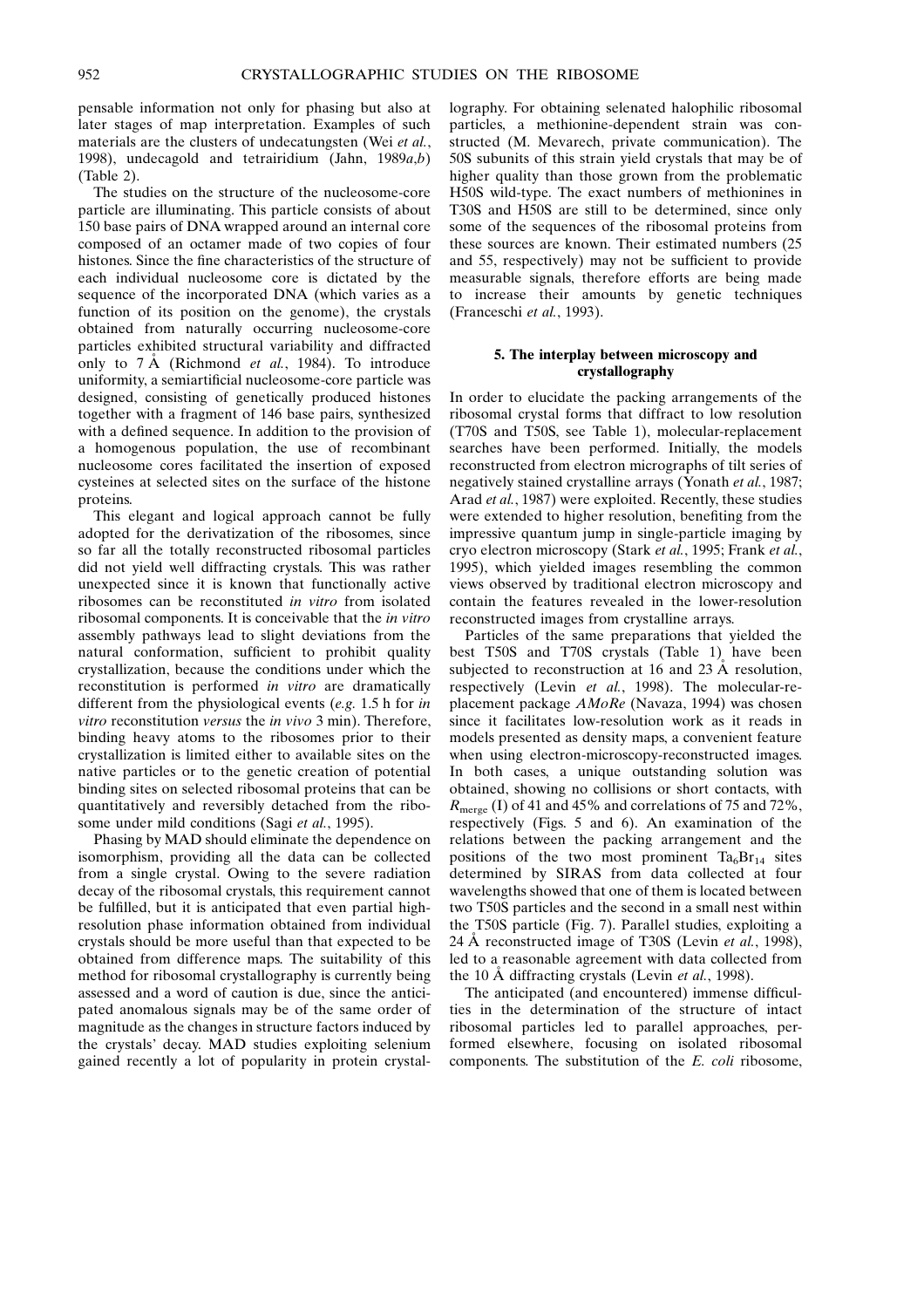pensable information not only for phasing but also at later stages of map interpretation. Examples of such materials are the clusters of undecatungsten (Wei *et al.*, 1998), undecagold and tetrairidium (Jahn, 1989*a*,*b*) (Table 2).

The studies on the structure of the nucleosome-core particle are illuminating. This particle consists of about 150 base pairs of DNA wrapped around an internal core composed of an octamer made of two copies of four histones. Since the fine characteristics of the structure of each individual nucleosome core is dictated by the sequence of the incorporated DNA (which varies as a function of its position on the genome), the crystals obtained from naturally occurring nucleosome-core particles exhibited structural variability and diffracted only to 7 Å (Richmond *et al.*, 1984). To introduce uniformity, a semiartificial nucleosome-core particle was designed, consisting of genetically produced histones together with a fragment of 146 base pairs, synthesized with a defined sequence. In addition to the provision of a homogenous population, the use of recombinant nucleosome cores facilitated the insertion of exposed cysteines at selected sites on the surface of the histone proteins.

This elegant and logical approach cannot be fully adopted for the derivatization of the ribosomes, since so far all the totally reconstructed ribosomal particles did not yield well diffracting crystals. This was rather unexpected since it is known that functionally active ribosomes can be reconstituted *in vitro* from isolated ribosomal components. It is conceivable that the *in vitro* assembly pathways lead to slight deviations from the natural conformation, sufficient to prohibit quality crystallization, because the conditions under which the reconstitution is performed *in vitro* are dramatically different from the physiological events (*e.g.* 1.5 h for *in vitro* reconstitution *versus* the *in vivo* 3 min). Therefore, binding heavy atoms to the ribosomes prior to their crystallization is limited either to available sites on the native particles or to the genetic creation of potential binding sites on selected ribosomal proteins that can be quantitatively and reversibly detached from the ribosome under mild conditions (Sagi *et al.*, 1995).

Phasing by MAD should eliminate the dependence on isomorphism, providing all the data can be collected from a single crystal. Owing to the severe radiation decay of the ribosomal crystals, this requirement cannot be fulfilled, but it is anticipated that even partial high-resolution phase information obtained from individual crystals should be more useful than that expected to be obtained from difference maps. The suitability of this method for ribosomal crystallography is currently being assessed and a word of caution is due, since the anticipated anomalous signals may be of the same order of magnitude as the changes in structure factors induced by the crystals' decay. MAD studies exploiting selenium gained recently a lot of popularity in protein crystallography. For obtaining selenated halophilic ribosomal particles, a methionine-dependent strain was constructed (M. Mevarech, private communication). The 50S subunits of this strain yield crystals that may be of higher quality than those grown from the problematic H50S wild-type. The exact numbers of methionines in T30S and H50S are still to be determined, since only some of the sequences of the ribosomal proteins from these sources are known. Their estimated numbers (25 and 55, respectively) may not be sufficient to provide measurable signals, therefore efforts are being made to increase their amounts by genetic techniques (Franceschi *et al.*, 1993).

## 5. The interplay between microscopy and crystallography

In order to elucidate the packing arrangements of the ribosomal crystal forms that diffract to low resolution (T70S and T50S, see Table 1), molecular-replacement searches have been performed. Initially, the models reconstructed from electron micrographs of tilt series of negatively stained crystalline arrays (Yonath *et al.*, 1987; Arad *et al.*, 1987) were exploited. Recently, these studies were extended to higher resolution, benefiting from the impressive quantum jump in single-particle imaging by cryo electron microscopy (Stark *et al.*, 1995; Frank *et al.*, 1995), which yielded images resembling the common views observed by traditional electron microscopy and contain the features revealed in the lower-resolution reconstructed images from crystalline arrays.

Particles of the same preparations that yielded the best T50S and T70S crystals (Table 1) have been subjected to reconstruction at 16 and 23 Å resolution, respectively (Levin *et al.*, 1998). The molecular-replacement package *AMoRe* (Navaza, 1994) was chosen since it facilitates low-resolution work as it reads in models presented as density maps, a convenient feature when using electron-microscopy-reconstructed images. In both cases, a unique outstanding solution was obtained, showing no collisions or short contacts, with $R_{\rm merge}$ (I) of 41 and 45% and correlations of 75 and 72%, respectively (Figs. 5 and 6). An examination of the relations between the packing arrangement and the positions of the two most prominent $Ta_6Br_{14}$ sites determined by SIRAS from data collected at four wavelengths showed that one of them is located between two T50S particles and the second in a small nest within the T50S particle (Fig. 7). Parallel studies, exploiting a 24 Å reconstructed image of T30S (Levin *et al.*, 1998), led to a reasonable agreement with data collected from the 10 Å diffracting crystals (Levin *et al.*, 1998).

The anticipated (and encountered) immense difficulties in the determination of the structure of intact ribosomal particles led to parallel approaches, performed elsewhere, focusing on isolated ribosomal components. The substitution of the *E. coli* ribosome,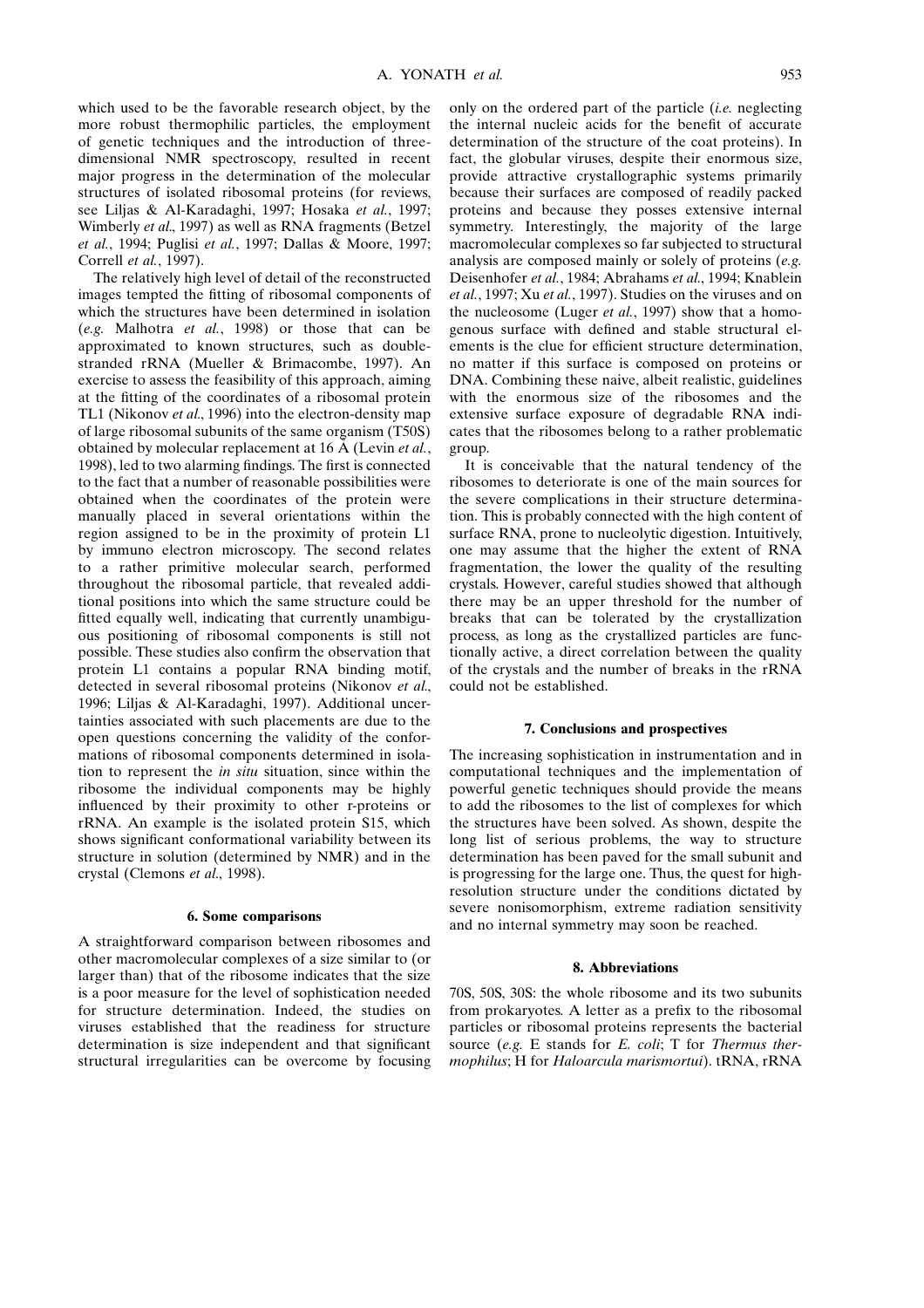which used to be the favorable research object, by the more robust thermophilic particles, the employment of genetic techniques and the introduction of three-dimensional NMR spectroscopy, resulted in recent major progress in the determination of the molecular structures of isolated ribosomal proteins (for reviews, see Liljas & Al-Karadaghi, 1997; Hosaka *et al.*, 1997; Wimberly *et al*., 1997) as well as RNA fragments (Betzel *et al.*, 1994; Puglisi *et al.*, 1997; Dallas & Moore, 1997; Correll *et al.*, 1997).

The relatively high level of detail of the reconstructed images tempted the fitting of ribosomal components of which the structures have been determined in isolation (*e.g.* Malhotra *et al.*, 1998) or those that can be approximated to known structures, such as double-stranded rRNA (Mueller & Brimacombe, 1997). An exercise to assess the feasibility of this approach, aiming at the fitting of the coordinates of a ribosomal protein TL1 (Nikonov *et al*., 1996) into the electron-density map of large ribosomal subunits of the same organism (T50S) obtained by molecular replacement at 16 Å (Levin *et al.*, 1998), led to two alarming findings. The first is connected to the fact that a number of reasonable possibilities were obtained when the coordinates of the protein were manually placed in several orientations within the region assigned to be in the proximity of protein L1 by immuno electron microscopy. The second relates to a rather primitive molecular search, performed throughout the ribosomal particle, that revealed additional positions into which the same structure could be fitted equally well, indicating that currently unambiguous positioning of ribosomal components is still not possible. These studies also confirm the observation that protein L1 contains a popular RNA binding motif, detected in several ribosomal proteins (Nikonov *et al*., 1996; Liljas & Al-Karadaghi, 1997). Additional uncertainties associated with such placements are due to the open questions concerning the validity of the conformations of ribosomal components determined in isolation to represent the *in situ* situation, since within the ribosome the individual components may be highly influenced by their proximity to other r-proteins or rRNA. An example is the isolated protein S15, which shows significant conformational variability between its structure in solution (determined by NMR) and in the crystal (Clemons *et al.*, 1998).

## 6. Some comparisons

A straightforward comparison between ribosomes and other macromolecular complexes of a size similar to (or larger than) that of the ribosome indicates that the size is a poor measure for the level of sophistication needed for structure determination. Indeed, the studies on viruses established that the readiness for structure determination is size independent and that significant structural irregularities can be overcome by focusing only on the ordered part of the particle (*i.e.* neglecting the internal nucleic acids for the benefit of accurate determination of the structure of the coat proteins). In fact, the globular viruses, despite their enormous size, provide attractive crystallographic systems primarily because their surfaces are composed of readily packed proteins and because they posses extensive internal symmetry. Interestingly, the majority of the large macromolecular complexes so far subjected to structural analysis are composed mainly or solely of proteins (*e.g.* Deisenhofer *et al.*, 1984; Abrahams *et al.*, 1994; Knablein *et al.*, 1997; Xu *et al.*, 1997). Studies on the viruses and on the nucleosome (Luger *et al.*, 1997) show that a homogenous surface with defined and stable structural elements is the clue for efficient structure determination, no matter if this surface is composed on proteins or DNA. Combining these naive, albeit realistic, guidelines with the enormous size of the ribosomes and the extensive surface exposure of degradable RNA indicates that the ribosomes belong to a rather problematic group.

It is conceivable that the natural tendency of the ribosomes to deteriorate is one of the main sources for the severe complications in their structure determination. This is probably connected with the high content of surface RNA, prone to nucleolytic digestion. Intuitively, one may assume that the higher the extent of RNA fragmentation, the lower the quality of the resulting crystals. However, careful studies showed that although there may be an upper threshold for the number of breaks that can be tolerated by the crystallization process, as long as the crystallized particles are functionally active, a direct correlation between the quality of the crystals and the number of breaks in the rRNA could not be established.

## 7. Conclusions and prospectives

The increasing sophistication in instrumentation and in computational techniques and the implementation of powerful genetic techniques should provide the means to add the ribosomes to the list of complexes for which the structures have been solved. As shown, despite the long list of serious problems, the way to structure determination has been paved for the small subunit and is progressing for the large one. Thus, the quest for high-resolution structure under the conditions dictated by severe nonisomorphism, extreme radiation sensitivity and no internal symmetry may soon be reached.

## 8. Abbreviations

70S, 50S, 30S: the whole ribosome and its two subunits from prokaryotes. A letter as a prefix to the ribosomal particles or ribosomal proteins represents the bacterial source (*e.g.* E stands for *E. coli*; T for *Thermus thermophilus*; H for *Haloarcula marismortui*). tRNA, rRNA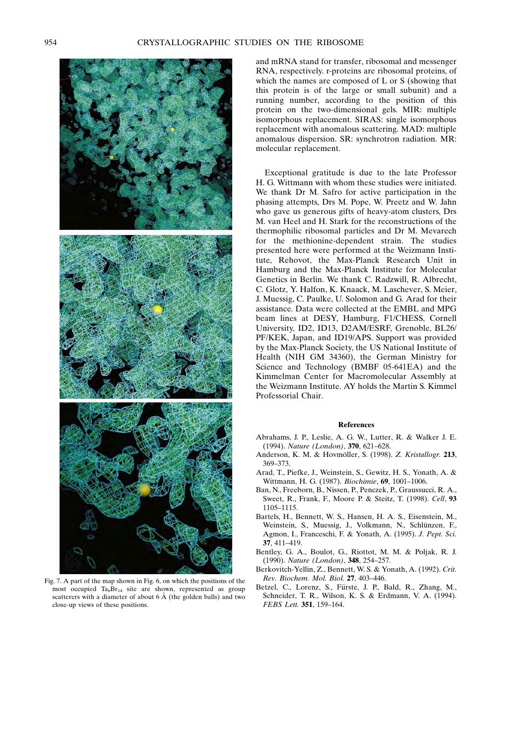Fig. 7. A part of the map shown in Fig. 6, on which the positions of the most occupied $Ta_6Br_{14}$ site are shown, represented as group scatterers with a diameter of about 6 Å (the golden balls) and two close-up views of these positions.

and mRNA stand for transfer, ribosomal and messenger RNA, respectively. r-proteins are ribosomal proteins, of which the names are composed of L or S (showing that this protein is of the large or small subunit) and a running number, according to the position of this protein on the two-dimensional gels. MIR: multiple isomorphous replacement. SIRAS: single isomorphous replacement with anomalous scattering. MAD: multiple anomalous dispersion. SR: synchrotron radiation. MR: molecular replacement.

Exceptional gratitude is due to the late Professor H. G. Wittmann with whom these studies were initiated. We thank Dr M. Safro for active participation in the phasing attempts, Drs M. Pope, W. Preetz and W. Jahn who gave us generous gifts of heavy-atom clusters, Drs M. van Heel and H. Stark for the reconstructions of the thermophilic ribosomal particles and Dr M. Mevarech for the methionine-dependent strain. The studies presented here were performed at the Weizmann Institute, Rehovot, the Max-Planck Research Unit in Hamburg and the Max-Planck Institute for Molecular Genetics in Berlin. We thank C. Radzwill, R. Albrecht, C. Glotz, Y. Halfon, K. Knaack, M. Laschever, S. Meier, J. Muessig, C. Paulke, U. Solomon and G. Arad for their assistance. Data were collected at the EMBL and MPG beam lines at DESY, Hamburg, F1/CHESS, Cornell University, ID2, ID13, D2AM/ESRF, Grenoble, BL26/PF/KEK, Japan, and ID19/APS. Support was provided by the Max-Planck Society, the US National Institute of Health (NIH GM 34360), the German Ministry for Science and Technology (BMBF 05-641EA) and the Kimmelman Center for Macromolecular Assembly at the Weizmann Institute. AY holds the Martin S. Kimmel Professorial Chair.

## References

Abrahams, J. P., Leslie, A. G. W., Lutter, R. & Walker J. E. (1994). *Nature (London)*, **370**, 621–628.

Anderson, K. M. & Hovmöller, S. (1998). *Z. Kristallogr.* **213**, 369–373.

Arad, T., Piefke, J., Weinstein, S., Gewitz, H. S., Yonath, A. & Wittmann, H. G. (1987). *Biochimie*, **69**, 1001–1006.

Ban, N., Freeborn, B., Nissen, P., Penczek, P., Graussucci, R. A., Sweet, R., Frank, F., Moore P. & Steitz, T. (1998). *Cell*, **93** 1105–1115.

Bartels, H., Bennett, W. S., Hansen, H. A. S., Eisenstein, M., Weinstein, S., Muessig, J., Volkmann, N., Schlünzen, F., Agmon, I., Franceschi, F. & Yonath, A. (1995). *J. Pept. Sci.* **37**, 411–419.

Bentley, G. A., Boulot, G., Riottot, M. M. & Poljak, R. J. (1990). *Nature (London)*, **348**, 254–257.

Berkovitch-Yellin, Z., Bennett, W. S. & Yonath, A. (1992). *Crit. Rev. Biochem. Mol. Biol.* **27**, 403–446.

Betzel, C., Lorenz, S., Fürste, J. P., Bald, R., Zhang, M., Schneider, T. R., Wilson, K. S. & Erdmann, V. A. (1994). *FEBS Lett.* **351**, 159–164.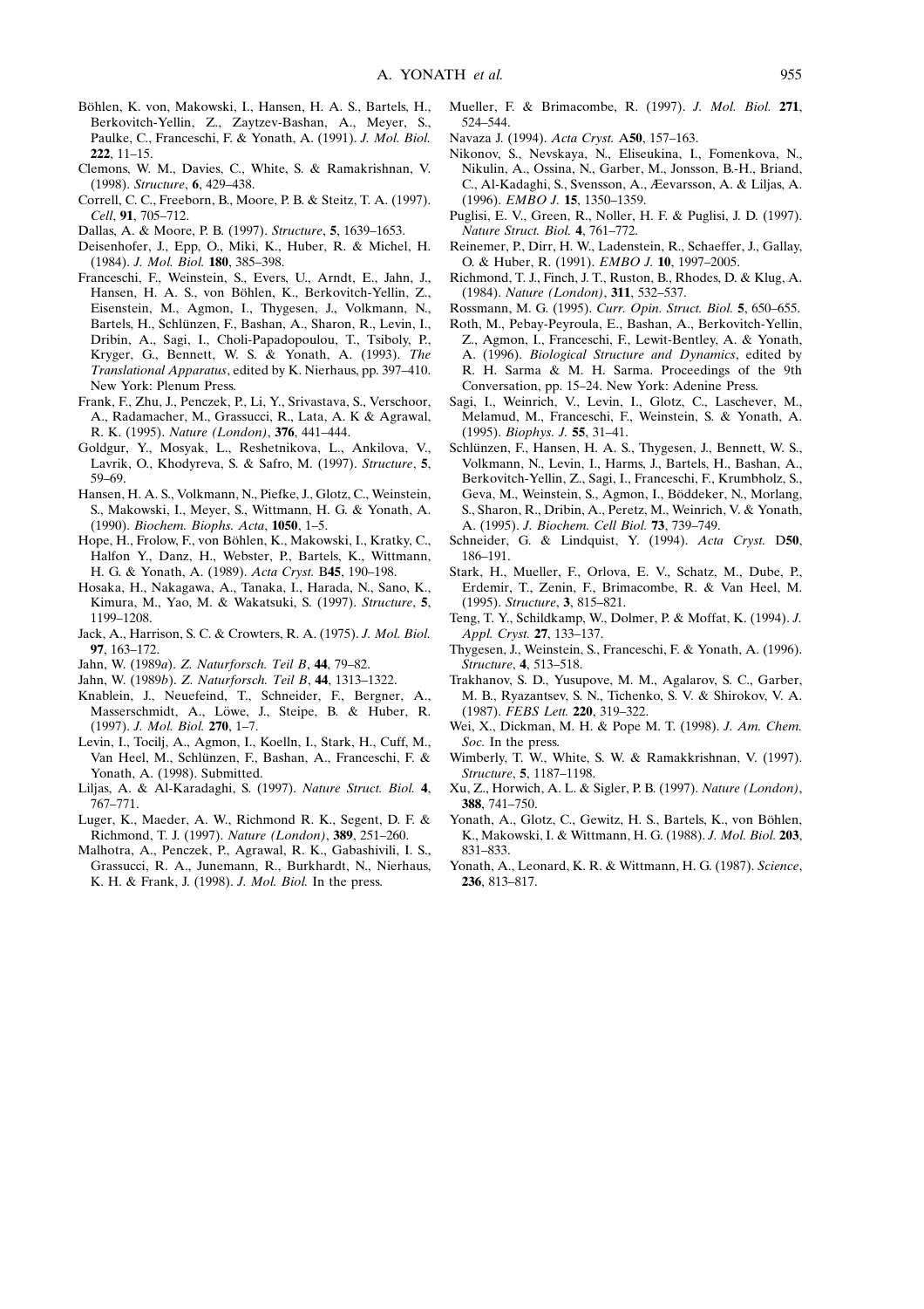Böhlen, K. von, Makowski, I., Hansen, H. A. S., Bartels, H., Berkovitch-Yellin, Z., Zaytzev-Bashan, A., Meyer, S., Paulke, C., Franceschi, F. & Yonath, A. (1991). *J. Mol. Biol.* **222**, 11–15.

Clemons, W. M., Davies, C., White, S. & Ramakrishnan, V. (1998). *Structure*, **6**, 429–438.

Correll, C. C., Freeborn, B., Moore, P. B. & Steitz, T. A. (1997). *Cell*, **91**, 705–712.

Dallas, A. & Moore, P. B. (1997). *Structure*, **5**, 1639–1653.

Deisenhofer, J., Epp, O., Miki, K., Huber, R. & Michel, H. (1984). *J. Mol. Biol.* **180**, 385–398.

Franceschi, F., Weinstein, S., Evers, U., Arndt, E., Jahn, J., Hansen, H. A. S., von Böhlen, K., Berkovitch-Yellin, Z., Eisenstein, M., Agmon, I., Thygesen, J., Volkmann, N., Bartels, H., Schlünzen, F., Bashan, A., Sharon, R., Levin, I., Dribin, A., Sagi, I., Choli-Papadopoulou, T., Tsiboly, P., Kryger, G., Bennett, W. S. & Yonath, A. (1993). *The Translational Apparatus*, edited by K. Nierhaus, pp. 397–410. New York: Plenum Press.

Frank, F., Zhu, J., Penczek, P., Li, Y., Srivastava, S., Verschoor, A., Radamacher, M., Grassucci, R., Lata, A. K & Agrawal, R. K. (1995). *Nature (London)*, **376**, 441–444.

Goldgur, Y., Mosyak, L., Reshetnikova, L., Ankilova, V., Lavrik, O., Khodyreva, S. & Safro, M. (1997). *Structure*, **5**, 59–69.

Hansen, H. A. S., Volkmann, N., Piefke, J., Glotz, C., Weinstein, S., Makowski, I., Meyer, S., Wittmann, H. G. & Yonath, A. (1990). *Biochem. Biophs. Acta*, **1050**, 1–5.

Hope, H., Frolow, F., von Böhlen, K., Makowski, I., Kratky, C., Halfon Y., Danz, H., Webster, P., Bartels, K., Wittmann, H. G. & Yonath, A. (1989). *Acta Cryst.* B**45**, 190–198.

Hosaka, H., Nakagawa, A., Tanaka, I., Harada, N., Sano, K., Kimura, M., Yao, M. & Wakatsuki, S. (1997). *Structure*, **5**, 1199–1208.

Jack, A., Harrison, S. C. & Crowters, R. A. (1975). *J. Mol. Biol.* **97**, 163–172.

Jahn, W. (1989*a*). *Z. Naturforsch. Teil B*, **44**, 79–82.

Jahn, W. (1989*b*). *Z. Naturforsch. Teil B*, **44**, 1313–1322.

Knablein, J., Neuefeind, T., Schneider, F., Bergner, A., Masserschmidt, A., Löwe, J., Steipe, B. & Huber, R. (1997). *J. Mol. Biol.* **270**, 1–7.

Levin, I., Tocilj, A., Agmon, I., Koelln, I., Stark, H., Cuff, M., Van Heel, M., Schlünzen, F., Bashan, A., Franceschi, F. & Yonath, A. (1998). Submitted.

Liljas, A. & Al-Karadaghi, S. (1997). *Nature Struct. Biol.* **4**, 767–771.

Luger, K., Maeder, A. W., Richmond R. K., Segent, D. F. & Richmond, T. J. (1997). *Nature (London)*, **389**, 251–260.

Malhotra, A., Penczek, P., Agrawal, R. K., Gabashivili, I. S., Grassucci, R. A., Junemann, R., Burkhardt, N., Nierhaus, K. H. & Frank, J. (1998). *J. Mol. Biol.* In the press.

Mueller, F. & Brimacombe, R. (1997). *J. Mol. Biol.* **271**, 524–544.

Navaza J. (1994). *Acta Cryst.* A**50**, 157–163.

Nikonov, S., Nevskaya, N., Eliseukina, I., Fomenkova, N., Nikulin, A., Ossina, N., Garber, M., Jonsson, B.-H., Briand, C., Al-Kadaghi, S., Svensson, A., Æevarsson, A. & Liljas, A. (1996). *EMBO J.* **15**, 1350–1359.

Puglisi, E. V., Green, R., Noller, H. F. & Puglisi, J. D. (1997). *Nature Struct. Biol.* **4**, 761–772.

Reinemer, P., Dirr, H. W., Ladenstein, R., Schaeffer, J., Gallay, O. & Huber, R. (1991). *EMBO J.* **10**, 1997–2005.

Richmond, T. J., Finch, J. T., Ruston, B., Rhodes, D. & Klug, A. (1984). *Nature (London)*, **311**, 532–537.

Rossmann, M. G. (1995). *Curr. Opin. Struct. Biol.* **5**, 650–655.

Roth, M., Pebay-Peyroula, E., Bashan, A., Berkovitch-Yellin, Z., Agmon, I., Franceschi, F., Lewit-Bentley, A. & Yonath, A. (1996). *Biological Structure and Dynamics*, edited by R. H. Sarma & M. H. Sarma. Proceedings of the 9th Conversation, pp. 15–24. New York: Adenine Press.

Sagi, I., Weinrich, V., Levin, I., Glotz, C., Laschever, M., Melamud, M., Franceschi, F., Weinstein, S. & Yonath, A. (1995). *Biophys. J.* **55**, 31–41.

Schlünzen, F., Hansen, H. A. S., Thygesen, J., Bennett, W. S., Volkmann, N., Levin, I., Harms, J., Bartels, H., Bashan, A., Berkovitch-Yellin, Z., Sagi, I., Franceschi, F., Krumbholz, S., Geva, M., Weinstein, S., Agmon, I., Böddeker, N., Morlang, S., Sharon, R., Dribin, A., Peretz, M., Weinrich, V. & Yonath, A. (1995). *J. Biochem. Cell Biol.* **73**, 739–749.

Schneider, G. & Lindquist, Y. (1994). *Acta Cryst.* D**50**, 186–191.

Stark, H., Mueller, F., Orlova, E. V., Schatz, M., Dube, P., Erdemir, T., Zenin, F., Brimacombe, R. & Van Heel, M. (1995). *Structure*, **3**, 815–821.

Teng, T. Y., Schildkamp, W., Dolmer, P. & Moffat, K. (1994). *J. Appl. Cryst.* **27**, 133–137.

Thygesen, J., Weinstein, S., Franceschi, F. & Yonath, A. (1996). *Structure*, **4**, 513–518.

Trakhanov, S. D., Yusupove, M. M., Agalarov, S. C., Garber, M. B., Ryazantsev, S. N., Tichenko, S. V. & Shirokov, V. A. (1987). *FEBS Lett.* **220**, 319–322.

Wei, X., Dickman, M. H. & Pope M. T. (1998). *J. Am. Chem. Soc.* In the press.

Wimberly, T. W., White, S. W. & Ramakkrishnan, V. (1997). *Structure*, **5**, 1187–1198.

Xu, Z., Horwich, A. L. & Sigler, P. B. (1997). *Nature (London)*, **388**, 741–750.

Yonath, A., Glotz, C., Gewitz, H. S., Bartels, K., von Böhlen, K., Makowski, I. & Wittmann, H. G. (1988). *J. Mol. Biol.* **203**, 831–833.

Yonath, A., Leonard, K. R. & Wittmann, H. G. (1987). *Science*, **236**, 813–817.